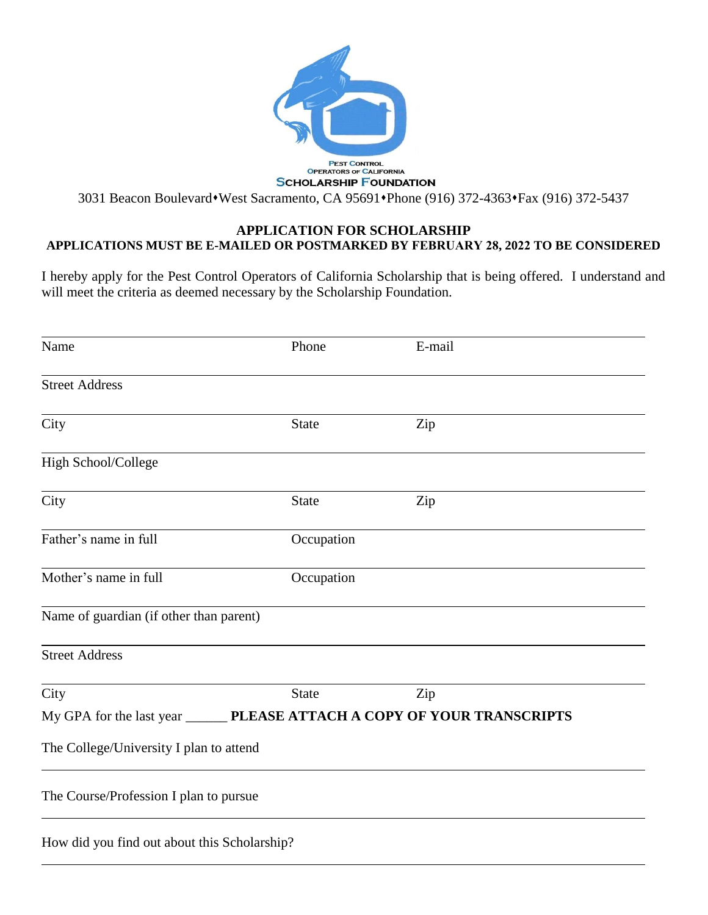PEST CONTROL
OPERATORS OF CALIFORNIA
**SCHOLARSHIP FOUNDATION**

3031 Beacon Boulevard•West Sacramento, CA 95691•Phone (916) 372-4363•Fax (916) 372-5437

## APPLICATION FOR SCHOLARSHIP

**APPLICATIONS MUST BE E-MAILED OR POSTMARKED BY FEBRUARY 28, 2022 TO BE CONSIDERED**

I hereby apply for the Pest Control Operators of California Scholarship that is being offered. I understand and will meet the criteria as deemed necessary by the Scholarship Foundation.

Name ________________ Phone ________________ E-mail ________________

Street Address ________________

City ________________ State ________________ Zip ________________

High School/College ________________

City ________________ State ________________ Zip ________________

Father's name in full ________________ Occupation ________________

Mother's name in full ________________ Occupation ________________

Name of guardian (if other than parent) ________________

Street Address ________________

City ________________ State ________________ Zip ________________

My GPA for the last year ______ **PLEASE ATTACH A COPY OF YOUR TRANSCRIPTS**

The College/University I plan to attend ________________

The Course/Profession I plan to pursue ________________

How did you find out about this Scholarship? ________________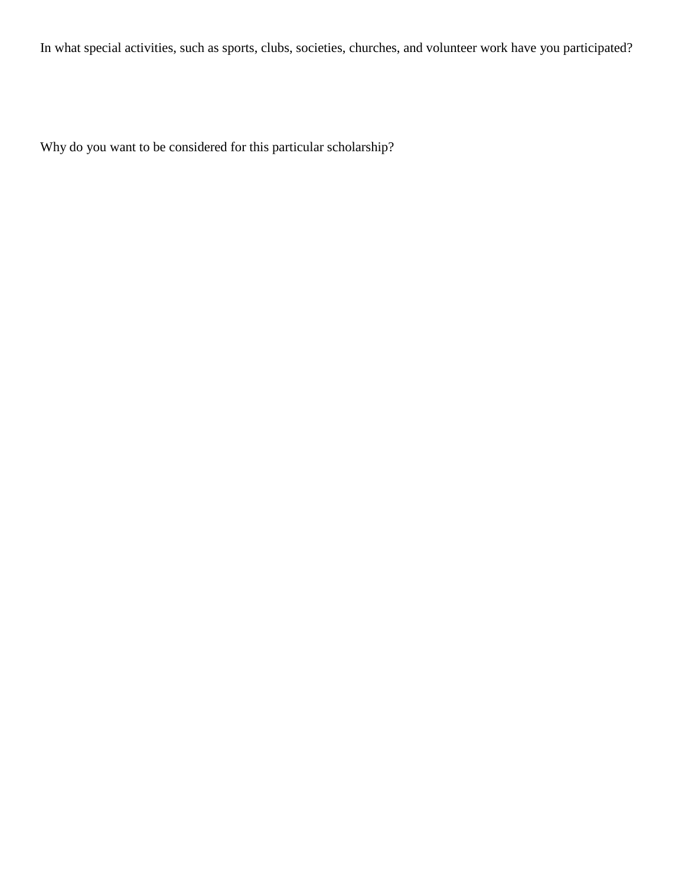In what special activities, such as sports, clubs, societies, churches, and volunteer work have you participated?

Why do you want to be considered for this particular scholarship?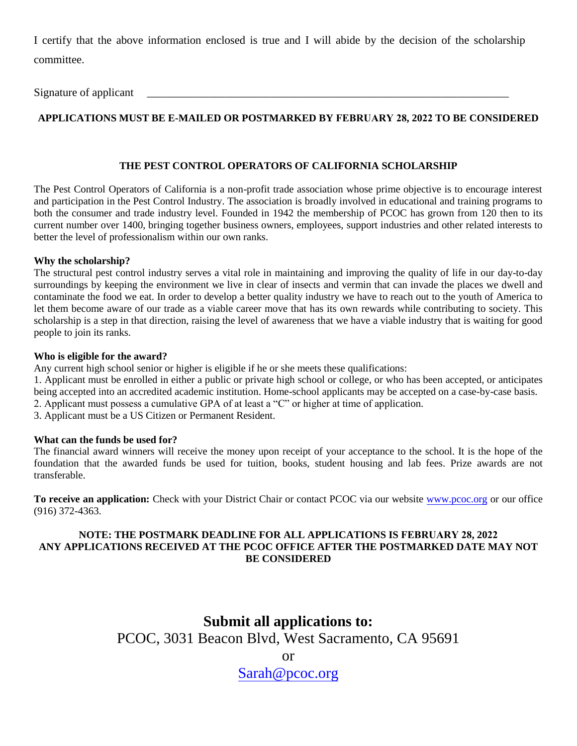I certify that the above information enclosed is true and I will abide by the decision of the scholarship committee.

Signature of applicant \_\_\_\_\_\_\_\_\_\_\_\_\_\_\_\_\_\_\_\_\_\_\_\_\_\_\_\_\_\_\_\_\_\_\_\_\_\_\_\_\_\_\_\_\_\_\_\_\_\_\_\_\_\_\_\_\_\_\_\_\_\_

**APPLICATIONS MUST BE E-MAILED OR POSTMARKED BY FEBRUARY 28, 2022 TO BE CONSIDERED**

## THE PEST CONTROL OPERATORS OF CALIFORNIA SCHOLARSHIP

The Pest Control Operators of California is a non-profit trade association whose prime objective is to encourage interest and participation in the Pest Control Industry. The association is broadly involved in educational and training programs to both the consumer and trade industry level. Founded in 1942 the membership of PCOC has grown from 120 then to its current number over 1400, bringing together business owners, employees, support industries and other related interests to better the level of professionalism within our own ranks.

**Why the scholarship?**

The structural pest control industry serves a vital role in maintaining and improving the quality of life in our day-to-day surroundings by keeping the environment we live in clear of insects and vermin that can invade the places we dwell and contaminate the food we eat. In order to develop a better quality industry we have to reach out to the youth of America to let them become aware of our trade as a viable career move that has its own rewards while contributing to society. This scholarship is a step in that direction, raising the level of awareness that we have a viable industry that is waiting for good people to join its ranks.

**Who is eligible for the award?**

Any current high school senior or higher is eligible if he or she meets these qualifications:

1. Applicant must be enrolled in either a public or private high school or college, or who has been accepted, or anticipates being accepted into an accredited academic institution. Home-school applicants may be accepted on a case-by-case basis.
2. Applicant must possess a cumulative GPA of at least a "C" or higher at time of application.
3. Applicant must be a US Citizen or Permanent Resident.

**What can the funds be used for?**

The financial award winners will receive the money upon receipt of your acceptance to the school. It is the hope of the foundation that the awarded funds be used for tuition, books, student housing and lab fees. Prize awards are not transferable.

**To receive an application:** Check with your District Chair or contact PCOC via our website www.pcoc.org or our office (916) 372-4363.

**NOTE: THE POSTMARK DEADLINE FOR ALL APPLICATIONS IS FEBRUARY 28, 2022**
**ANY APPLICATIONS RECEIVED AT THE PCOC OFFICE AFTER THE POSTMARKED DATE MAY NOT BE CONSIDERED**

**Submit all applications to:**

PCOC, 3031 Beacon Blvd, West Sacramento, CA 95691

or

Sarah@pcoc.org